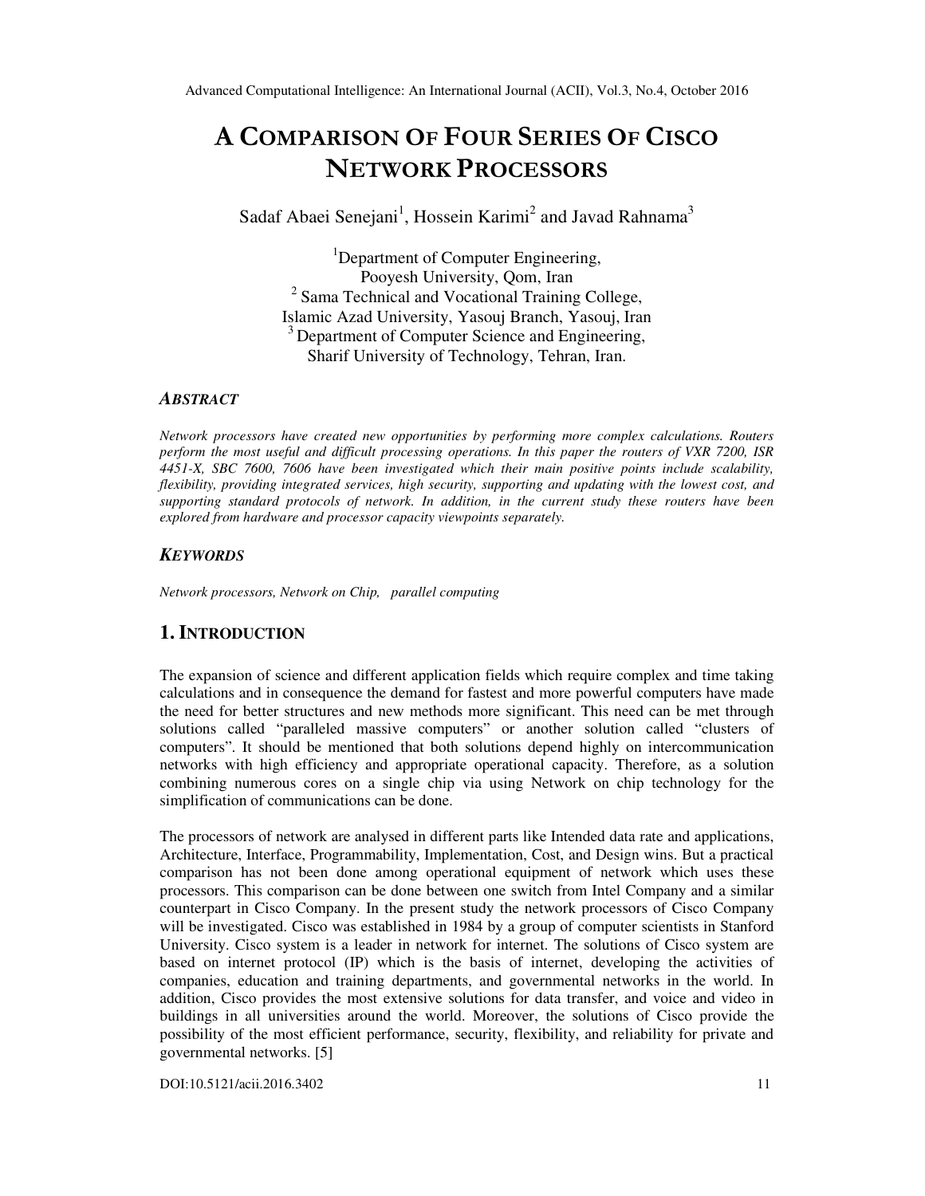# A COMPARISON OF FOUR SERIES OF CISCO NETWORK PROCESSORS

Sadaf Abaei Senejani[1], Hossein Karimi[2] and Javad Rahnama[3]

[1]Department of Computer Engineering, Pooyesh University, Qom, Iran
[2] Sama Technical and Vocational Training College, Islamic Azad University, Yasouj Branch, Yasouj, Iran
[3] Department of Computer Science and Engineering, Sharif University of Technology, Tehran, Iran.

### ABSTRACT

*Network processors have created new opportunities by performing more complex calculations. Routers perform the most useful and difficult processing operations. In this paper the routers of VXR 7200, ISR 4451-X, SBC 7600, 7606 have been investigated which their main positive points include scalability, flexibility, providing integrated services, high security, supporting and updating with the lowest cost, and supporting standard protocols of network. In addition, in the current study these routers have been explored from hardware and processor capacity viewpoints separately.*

### KEYWORDS

*Network processors, Network on Chip, parallel computing*

## 1. INTRODUCTION

The expansion of science and different application fields which require complex and time taking calculations and in consequence the demand for fastest and more powerful computers have made the need for better structures and new methods more significant. This need can be met through solutions called "paralleled massive computers" or another solution called "clusters of computers". It should be mentioned that both solutions depend highly on intercommunication networks with high efficiency and appropriate operational capacity. Therefore, as a solution combining numerous cores on a single chip via using Network on chip technology for the simplification of communications can be done.

The processors of network are analysed in different parts like Intended data rate and applications, Architecture, Interface, Programmability, Implementation, Cost, and Design wins. But a practical comparison has not been done among operational equipment of network which uses these processors. This comparison can be done between one switch from Intel Company and a similar counterpart in Cisco Company. In the present study the network processors of Cisco Company will be investigated. Cisco was established in 1984 by a group of computer scientists in Stanford University. Cisco system is a leader in network for internet. The solutions of Cisco system are based on internet protocol (IP) which is the basis of internet, developing the activities of companies, education and training departments, and governmental networks in the world. In addition, Cisco provides the most extensive solutions for data transfer, and voice and video in buildings in all universities around the world. Moreover, the solutions of Cisco provide the possibility of the most efficient performance, security, flexibility, and reliability for private and governmental networks. [5]

DOI:10.5121/acii.2016.3402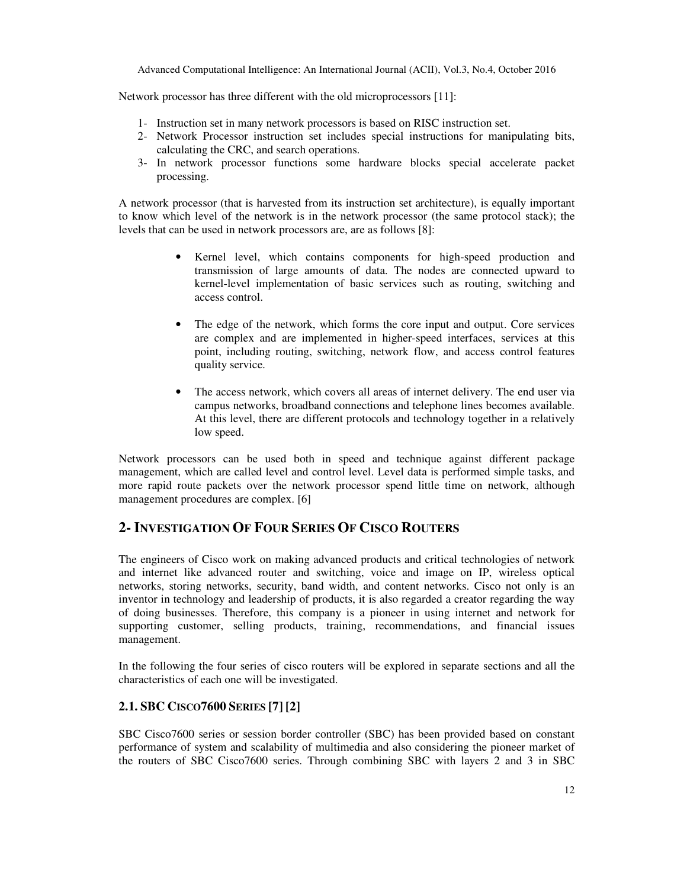Network processor has three different with the old microprocessors [11]:

1- Instruction set in many network processors is based on RISC instruction set.
2- Network Processor instruction set includes special instructions for manipulating bits, calculating the CRC, and search operations.
3- In network processor functions some hardware blocks special accelerate packet processing.

A network processor (that is harvested from its instruction set architecture), is equally important to know which level of the network is in the network processor (the same protocol stack); the levels that can be used in network processors are, are as follows [8]:

- Kernel level, which contains components for high-speed production and transmission of large amounts of data. The nodes are connected upward to kernel-level implementation of basic services such as routing, switching and access control.

- The edge of the network, which forms the core input and output. Core services are complex and are implemented in higher-speed interfaces, services at this point, including routing, switching, network flow, and access control features quality service.

- The access network, which covers all areas of internet delivery. The end user via campus networks, broadband connections and telephone lines becomes available. At this level, there are different protocols and technology together in a relatively low speed.

Network processors can be used both in speed and technique against different package management, which are called level and control level. Level data is performed simple tasks, and more rapid route packets over the network processor spend little time on network, although management procedures are complex. [6]

## 2- Investigation Of Four Series Of Cisco Routers

The engineers of Cisco work on making advanced products and critical technologies of network and internet like advanced router and switching, voice and image on IP, wireless optical networks, storing networks, security, band width, and content networks. Cisco not only is an inventor in technology and leadership of products, it is also regarded a creator regarding the way of doing businesses. Therefore, this company is a pioneer in using internet and network for supporting customer, selling products, training, recommendations, and financial issues management.

In the following the four series of cisco routers will be explored in separate sections and all the characteristics of each one will be investigated.

### 2.1. SBC Cisco7600 Series [7] [2]

SBC Cisco7600 series or session border controller (SBC) has been provided based on constant performance of system and scalability of multimedia and also considering the pioneer market of the routers of SBC Cisco7600 series. Through combining SBC with layers 2 and 3 in SBC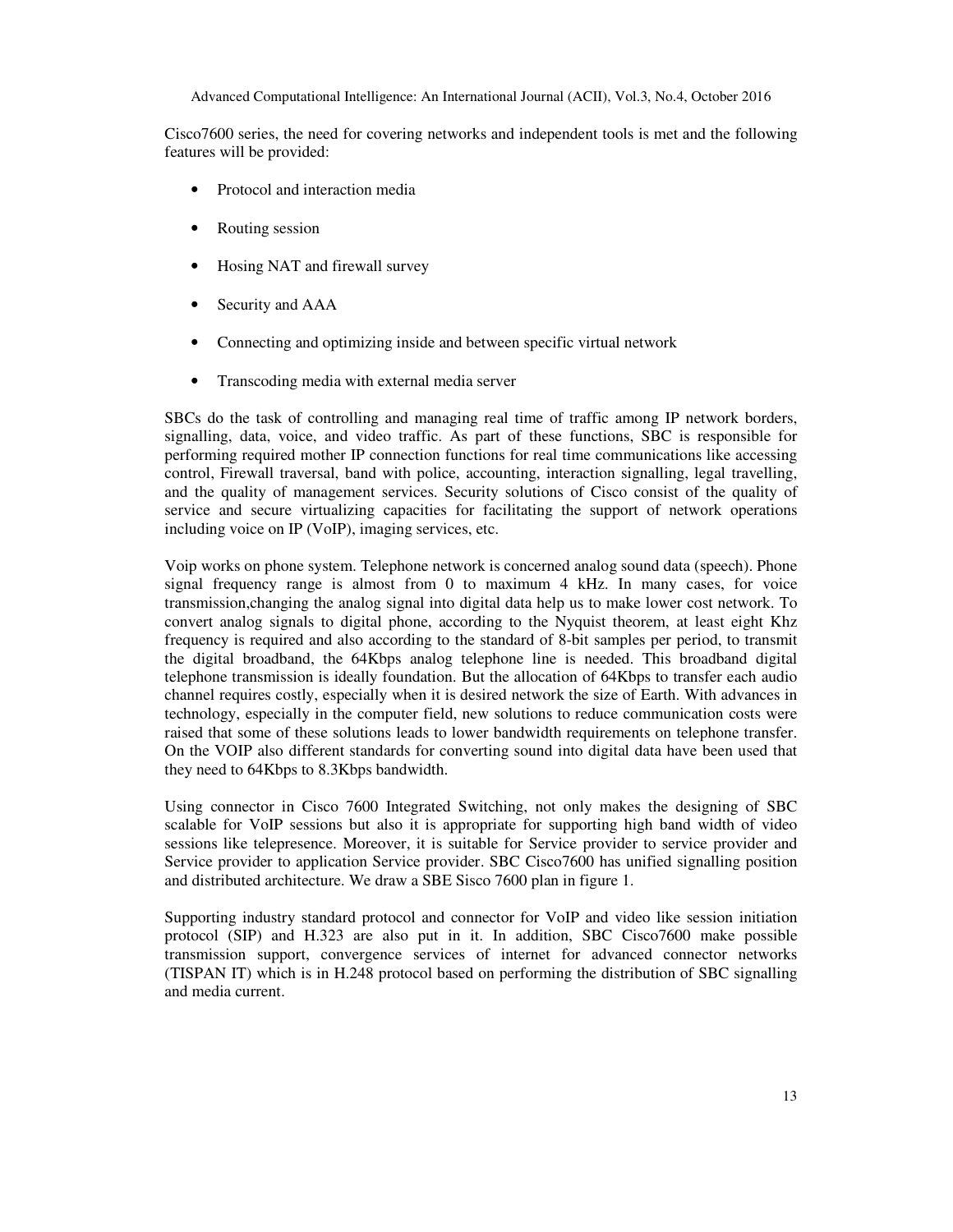Cisco7600 series, the need for covering networks and independent tools is met and the following features will be provided:

- Protocol and interaction media
- Routing session
- Hosing NAT and firewall survey
- Security and AAA
- Connecting and optimizing inside and between specific virtual network
- Transcoding media with external media server

SBCs do the task of controlling and managing real time of traffic among IP network borders, signalling, data, voice, and video traffic. As part of these functions, SBC is responsible for performing required mother IP connection functions for real time communications like accessing control, Firewall traversal, band with police, accounting, interaction signalling, legal travelling, and the quality of management services. Security solutions of Cisco consist of the quality of service and secure virtualizing capacities for facilitating the support of network operations including voice on IP (VoIP), imaging services, etc.

Voip works on phone system. Telephone network is concerned analog sound data (speech). Phone signal frequency range is almost from 0 to maximum 4 kHz. In many cases, for voice transmission,changing the analog signal into digital data help us to make lower cost network. To convert analog signals to digital phone, according to the Nyquist theorem, at least eight Khz frequency is required and also according to the standard of 8-bit samples per period, to transmit the digital broadband, the 64Kbps analog telephone line is needed. This broadband digital telephone transmission is ideally foundation. But the allocation of 64Kbps to transfer each audio channel requires costly, especially when it is desired network the size of Earth. With advances in technology, especially in the computer field, new solutions to reduce communication costs were raised that some of these solutions leads to lower bandwidth requirements on telephone transfer. On the VOIP also different standards for converting sound into digital data have been used that they need to 64Kbps to 8.3Kbps bandwidth.

Using connector in Cisco 7600 Integrated Switching, not only makes the designing of SBC scalable for VoIP sessions but also it is appropriate for supporting high band width of video sessions like telepresence. Moreover, it is suitable for Service provider to service provider and Service provider to application Service provider. SBC Cisco7600 has unified signalling position and distributed architecture. We draw a SBE Sisco 7600 plan in figure 1.

Supporting industry standard protocol and connector for VoIP and video like session initiation protocol (SIP) and H.323 are also put in it. In addition, SBC Cisco7600 make possible transmission support, convergence services of internet for advanced connector networks (TISPAN IT) which is in H.248 protocol based on performing the distribution of SBC signalling and media current.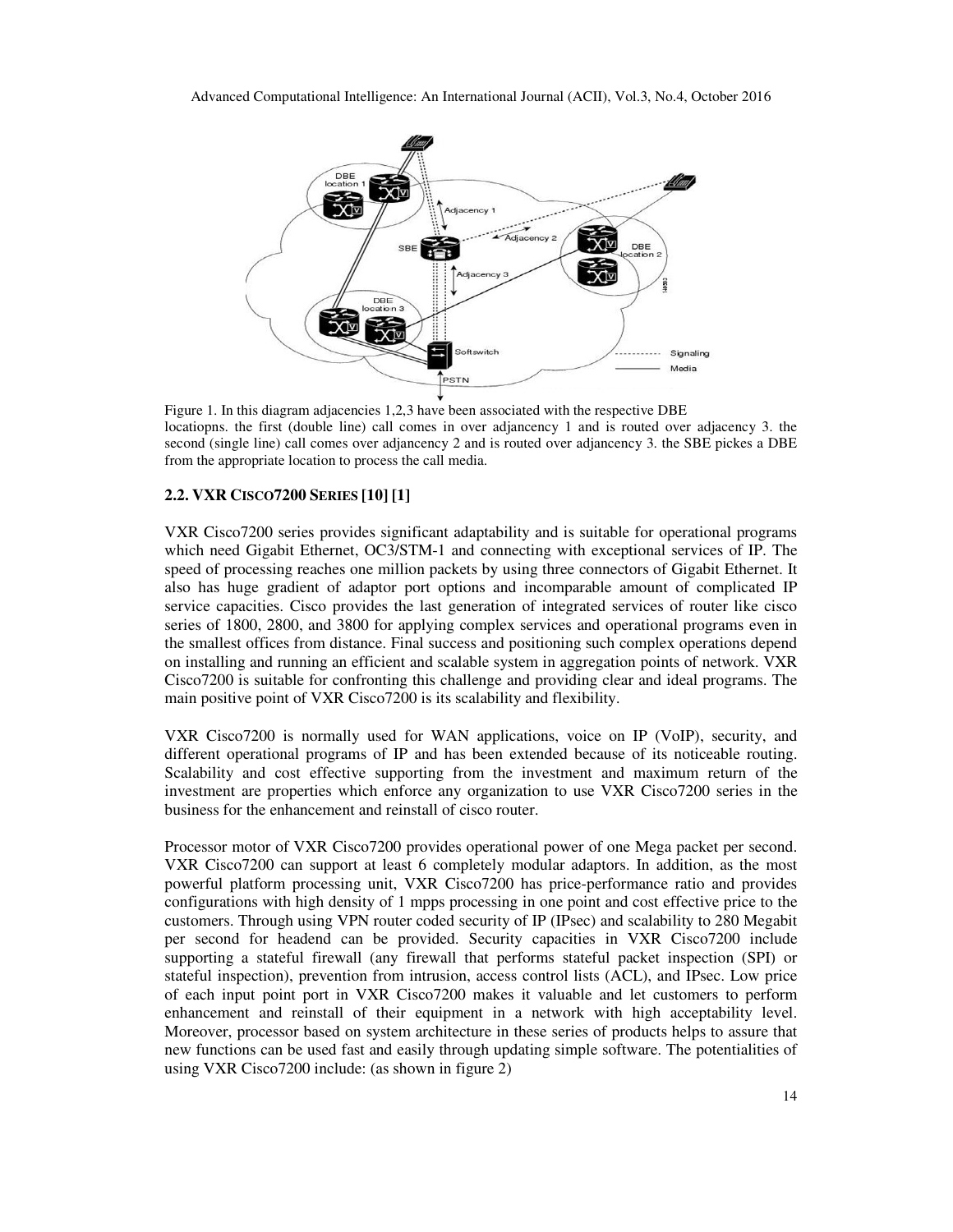Figure 1. In this diagram adjacencies 1,2,3 have been associated with the respective DBE locatiopns. the first (double line) call comes in over adjancency 1 and is routed over adjancency 3. the second (single line) call comes over adjancency 2 and is routed over adjancency 3. the SBE pickes a DBE from the appropriate location to process the call media.

### 2.2. VXR CISCO7200 SERIES [10] [1]

VXR Cisco7200 series provides significant adaptability and is suitable for operational programs which need Gigabit Ethernet, OC3/STM-1 and connecting with exceptional services of IP. The speed of processing reaches one million packets by using three connectors of Gigabit Ethernet. It also has huge gradient of adaptor port options and incomparable amount of complicated IP service capacities. Cisco provides the last generation of integrated services of router like cisco series of 1800, 2800, and 3800 for applying complex services and operational programs even in the smallest offices from distance. Final success and positioning such complex operations depend on installing and running an efficient and scalable system in aggregation points of network. VXR Cisco7200 is suitable for confronting this challenge and providing clear and ideal programs. The main positive point of VXR Cisco7200 is its scalability and flexibility.

VXR Cisco7200 is normally used for WAN applications, voice on IP (VoIP), security, and different operational programs of IP and has been extended because of its noticeable routing. Scalability and cost effective supporting from the investment and maximum return of the investment are properties which enforce any organization to use VXR Cisco7200 series in the business for the enhancement and reinstall of cisco router.

Processor motor of VXR Cisco7200 provides operational power of one Mega packet per second. VXR Cisco7200 can support at least 6 completely modular adaptors. In addition, as the most powerful platform processing unit, VXR Cisco7200 has price-performance ratio and provides configurations with high density of 1 mpps processing in one point and cost effective price to the customers. Through using VPN router coded security of IP (IPsec) and scalability to 280 Megabit per second for headend can be provided. Security capacities in VXR Cisco7200 include supporting a stateful firewall (any firewall that performs stateful packet inspection (SPI) or stateful inspection), prevention from intrusion, access control lists (ACL), and IPsec. Low price of each input point port in VXR Cisco7200 makes it valuable and let customers to perform enhancement and reinstall of their equipment in a network with high acceptability level. Moreover, processor based on system architecture in these series of products helps to assure that new functions can be used fast and easily through updating simple software. The potentialities of using VXR Cisco7200 include: (as shown in figure 2)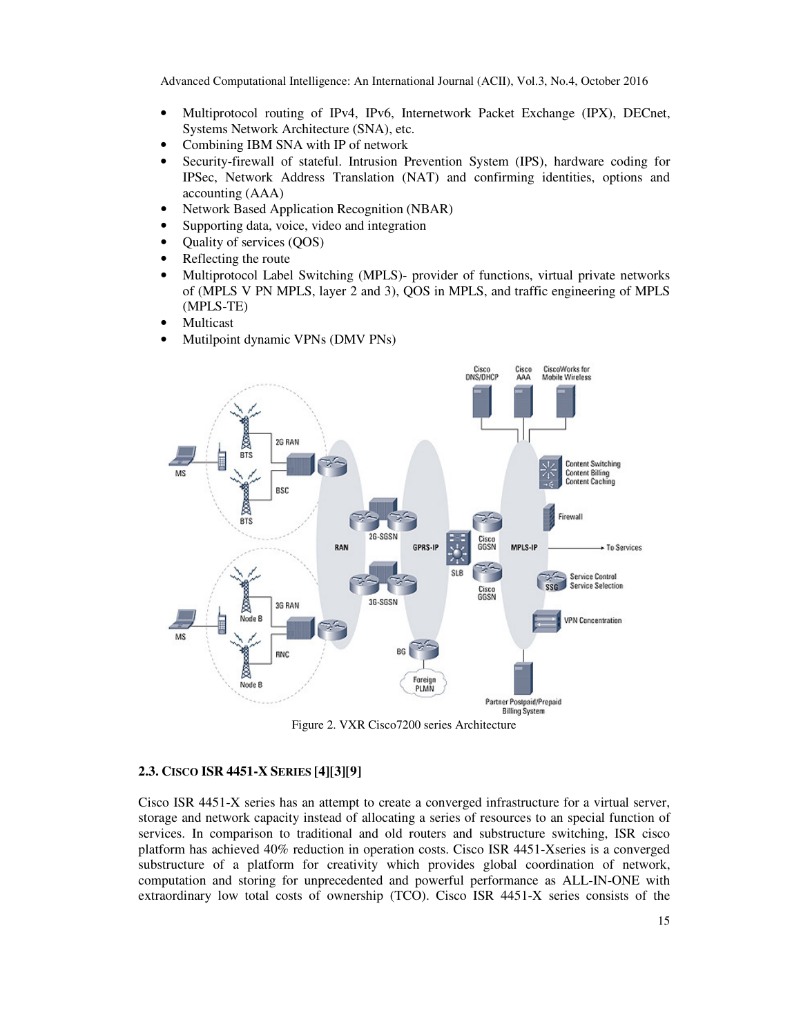- Multiprotocol routing of IPv4, IPv6, Internetwork Packet Exchange (IPX), DECnet, Systems Network Architecture (SNA), etc.
- Combining IBM SNA with IP of network
- Security-firewall of stateful. Intrusion Prevention System (IPS), hardware coding for IPSec, Network Address Translation (NAT) and confirming identities, options and accounting (AAA)
- Network Based Application Recognition (NBAR)
- Supporting data, voice, video and integration
- Quality of services (QOS)
- Reflecting the route
- Multiprotocol Label Switching (MPLS)- provider of functions, virtual private networks of (MPLS V PN MPLS, layer 2 and 3), QOS in MPLS, and traffic engineering of MPLS (MPLS-TE)
- Multicast
- Mutilpoint dynamic VPNs (DMV PNs)

Figure 2. VXR Cisco7200 series Architecture

### 2.3. Cisco ISR 4451-X Series [4][3][9]

Cisco ISR 4451-X series has an attempt to create a converged infrastructure for a virtual server, storage and network capacity instead of allocating a series of resources to an special function of services. In comparison to traditional and old routers and substructure switching, ISR cisco platform has achieved 40% reduction in operation costs. Cisco ISR 4451-Xseries is a converged substructure of a platform for creativity which provides global coordination of network, computation and storing for unprecedented and powerful performance as ALL-IN-ONE with extraordinary low total costs of ownership (TCO). Cisco ISR 4451-X series consists of the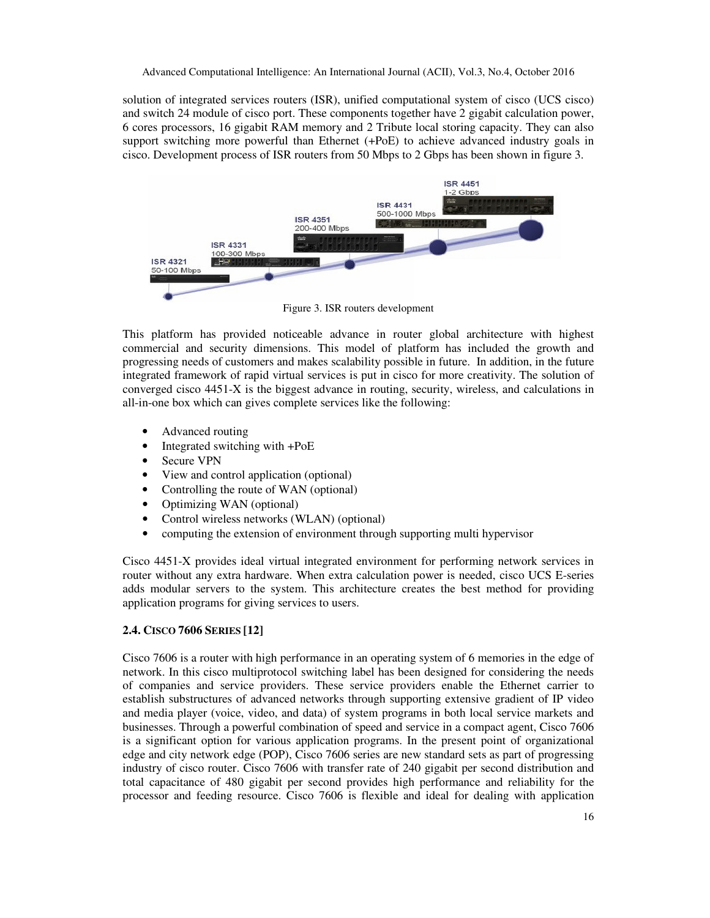solution of integrated services routers (ISR), unified computational system of cisco (UCS cisco) and switch 24 module of cisco port. These components together have 2 gigabit calculation power, 6 cores processors, 16 gigabit RAM memory and 2 Tribute local storing capacity. They can also support switching more powerful than Ethernet (+PoE) to achieve advanced industry goals in cisco. Development process of ISR routers from 50 Mbps to 2 Gbps has been shown in figure 3.

Figure 3. ISR routers development

This platform has provided noticeable advance in router global architecture with highest commercial and security dimensions. This model of platform has included the growth and progressing needs of customers and makes scalability possible in future. In addition, in the future integrated framework of rapid virtual services is put in cisco for more creativity. The solution of converged cisco 4451-X is the biggest advance in routing, security, wireless, and calculations in all-in-one box which can gives complete services like the following:

- Advanced routing
- Integrated switching with +PoE
- Secure VPN
- View and control application (optional)
- Controlling the route of WAN (optional)
- Optimizing WAN (optional)
- Control wireless networks (WLAN) (optional)
- computing the extension of environment through supporting multi hypervisor

Cisco 4451-X provides ideal virtual integrated environment for performing network services in router without any extra hardware. When extra calculation power is needed, cisco UCS E-series adds modular servers to the system. This architecture creates the best method for providing application programs for giving services to users.

### 2.4. CISCO 7606 SERIES [12]

Cisco 7606 is a router with high performance in an operating system of 6 memories in the edge of network. In this cisco multiprotocol switching label has been designed for considering the needs of companies and service providers. These service providers enable the Ethernet carrier to establish substructures of advanced networks through supporting extensive gradient of IP video and media player (voice, video, and data) of system programs in both local service markets and businesses. Through a powerful combination of speed and service in a compact agent, Cisco 7606 is a significant option for various application programs. In the present point of organizational edge and city network edge (POP), Cisco 7606 series are new standard sets as part of progressing industry of cisco router. Cisco 7606 with transfer rate of 240 gigabit per second distribution and total capacitance of 480 gigabit per second provides high performance and reliability for the processor and feeding resource. Cisco 7606 is flexible and ideal for dealing with application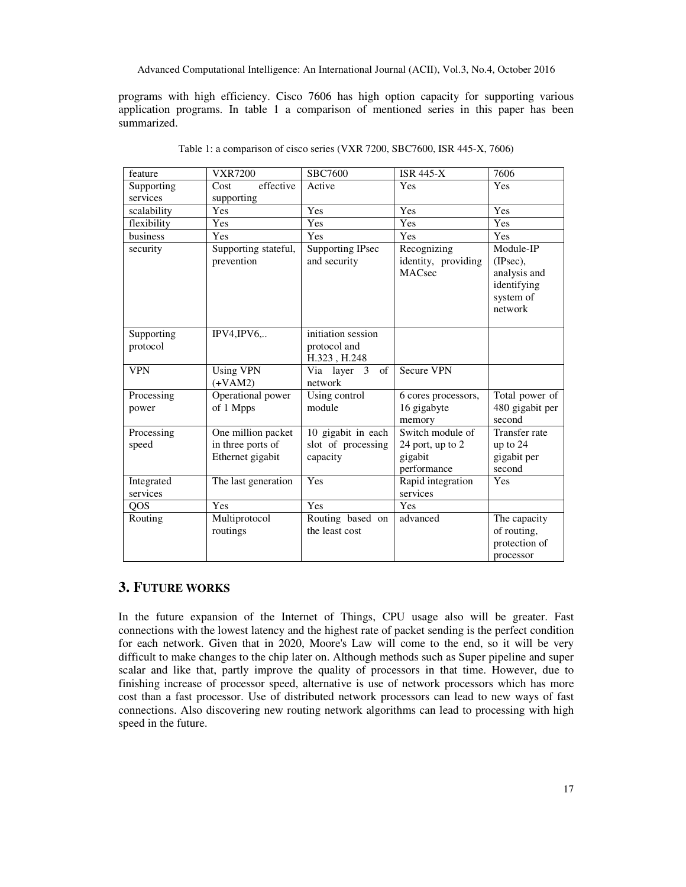programs with high efficiency. Cisco 7606 has high option capacity for supporting various application programs. In table 1 a comparison of mentioned series in this paper has been summarized.

Table 1: a comparison of cisco series (VXR 7200, SBC7600, ISR 445-X, 7606)

| feature | VXR7200 | SBC7600 | ISR 445-X | 7606 |
|---|---|---|---|---|
| Supporting services | Cost effective supporting | Active | Yes | Yes |
| scalability | Yes | Yes | Yes | Yes |
| flexibility | Yes | Yes | Yes | Yes |
| business | Yes | Yes | Yes | Yes |
| security | Supporting stateful, prevention | Supporting IPsec and security | Recognizing identity, providing MACsec | Module-IP (IPsec), analysis and identifying system of network |
| Supporting protocol | IPV4,IPV6,.. | initiation session protocol and H.323 , H.248 | | |
| VPN | Using VPN (+VAM2) | Via layer 3 of network | Secure VPN | |
| Processing power | Operational power of 1 Mpps | Using control module | 6 cores processors, 16 gigabyte memory | Total power of 480 gigabit per second |
| Processing speed | One million packet in three ports of Ethernet gigabit | 10 gigabit in each slot of processing capacity | Switch module of 24 port, up to 2 gigabit performance | Transfer rate up to 24 gigabit per second |
| Integrated services | The last generation | Yes | Rapid integration services | Yes |
| QOS | Yes | Yes | Yes | |
| Routing | Multiprotocol routings | Routing based on the least cost | advanced | The capacity of routing, protection of processor |

## 3. Future works

In the future expansion of the Internet of Things, CPU usage also will be greater. Fast connections with the lowest latency and the highest rate of packet sending is the perfect condition for each network. Given that in 2020, Moore's Law will come to the end, so it will be very difficult to make changes to the chip later on. Although methods such as Super pipeline and super scalar and like that, partly improve the quality of processors in that time. However, due to finishing increase of processor speed, alternative is use of network processors which has more cost than a fast processor. Use of distributed network processors can lead to new ways of fast connections. Also discovering new routing network algorithms can lead to processing with high speed in the future.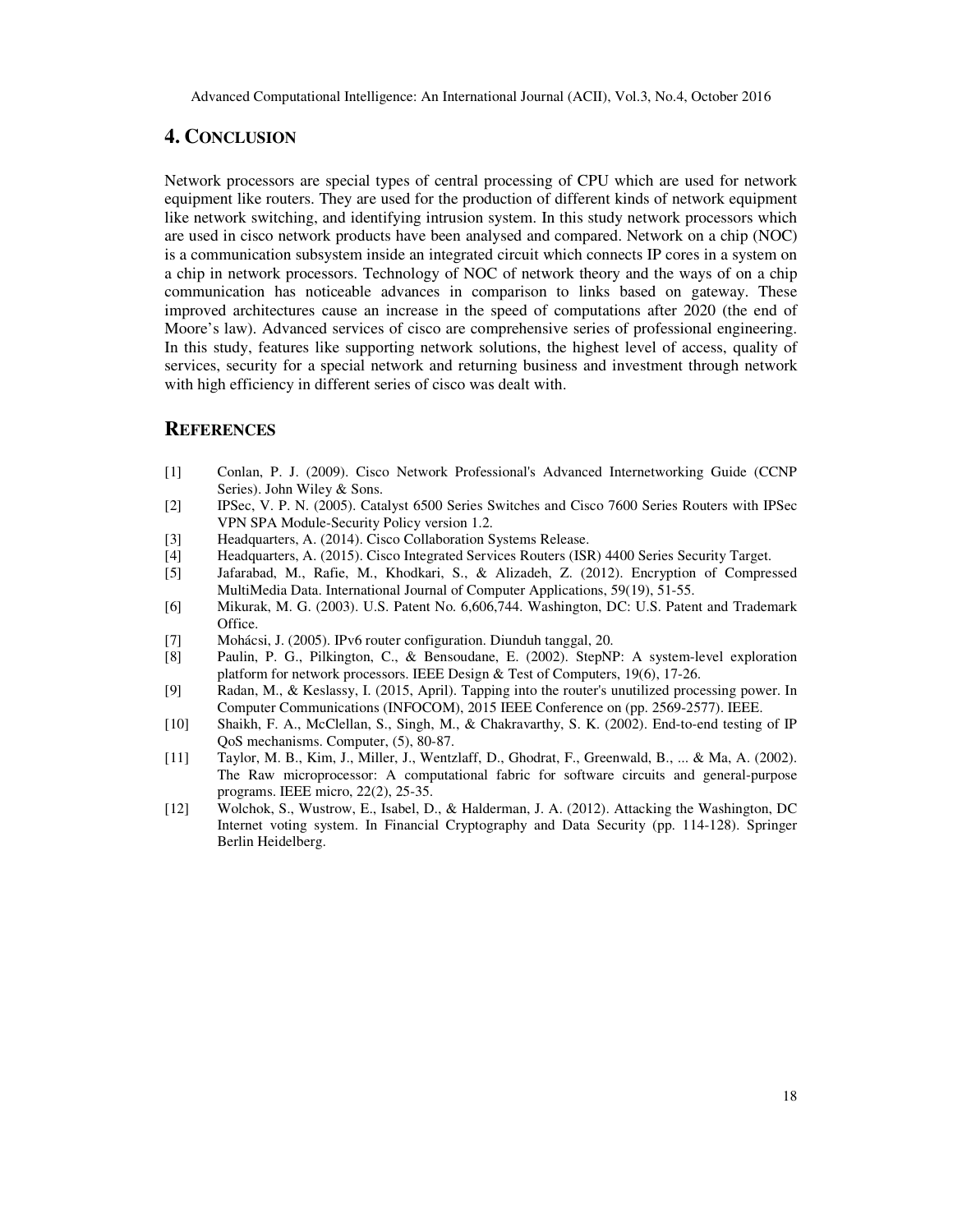## 4. CONCLUSION

Network processors are special types of central processing of CPU which are used for network equipment like routers. They are used for the production of different kinds of network equipment like network switching, and identifying intrusion system. In this study network processors which are used in cisco network products have been analysed and compared. Network on a chip (NOC) is a communication subsystem inside an integrated circuit which connects IP cores in a system on a chip in network processors. Technology of NOC of network theory and the ways of on a chip communication has noticeable advances in comparison to links based on gateway. These improved architectures cause an increase in the speed of computations after 2020 (the end of Moore's law). Advanced services of cisco are comprehensive series of professional engineering. In this study, features like supporting network solutions, the highest level of access, quality of services, security for a special network and returning business and investment through network with high efficiency in different series of cisco was dealt with.

## REFERENCES

[1] Conlan, P. J. (2009). Cisco Network Professional's Advanced Internetworking Guide (CCNP Series). John Wiley & Sons.

[2] IPSec, V. P. N. (2005). Catalyst 6500 Series Switches and Cisco 7600 Series Routers with IPSec VPN SPA Module-Security Policy version 1.2.

[3] Headquarters, A. (2014). Cisco Collaboration Systems Release.

[4] Headquarters, A. (2015). Cisco Integrated Services Routers (ISR) 4400 Series Security Target.

[5] Jafarabad, M., Rafie, M., Khodkari, S., & Alizadeh, Z. (2012). Encryption of Compressed MultiMedia Data. International Journal of Computer Applications, 59(19), 51-55.

[6] Mikurak, M. G. (2003). U.S. Patent No. 6,606,744. Washington, DC: U.S. Patent and Trademark Office.

[7] Mohácsi, J. (2005). IPv6 router configuration. Diunduh tanggal, 20.

[8] Paulin, P. G., Pilkington, C., & Bensoudane, E. (2002). StepNP: A system-level exploration platform for network processors. IEEE Design & Test of Computers, 19(6), 17-26.

[9] Radan, M., & Keslassy, I. (2015, April). Tapping into the router's unutilized processing power. In Computer Communications (INFOCOM), 2015 IEEE Conference on (pp. 2569-2577). IEEE.

[10] Shaikh, F. A., McClellan, S., Singh, M., & Chakravarthy, S. K. (2002). End-to-end testing of IP QoS mechanisms. Computer, (5), 80-87.

[11] Taylor, M. B., Kim, J., Miller, J., Wentzlaff, D., Ghodrat, F., Greenwald, B., ... & Ma, A. (2002). The Raw microprocessor: A computational fabric for software circuits and general-purpose programs. IEEE micro, 22(2), 25-35.

[12] Wolchok, S., Wustrow, E., Isabel, D., & Halderman, J. A. (2012). Attacking the Washington, DC Internet voting system. In Financial Cryptography and Data Security (pp. 114-128). Springer Berlin Heidelberg.